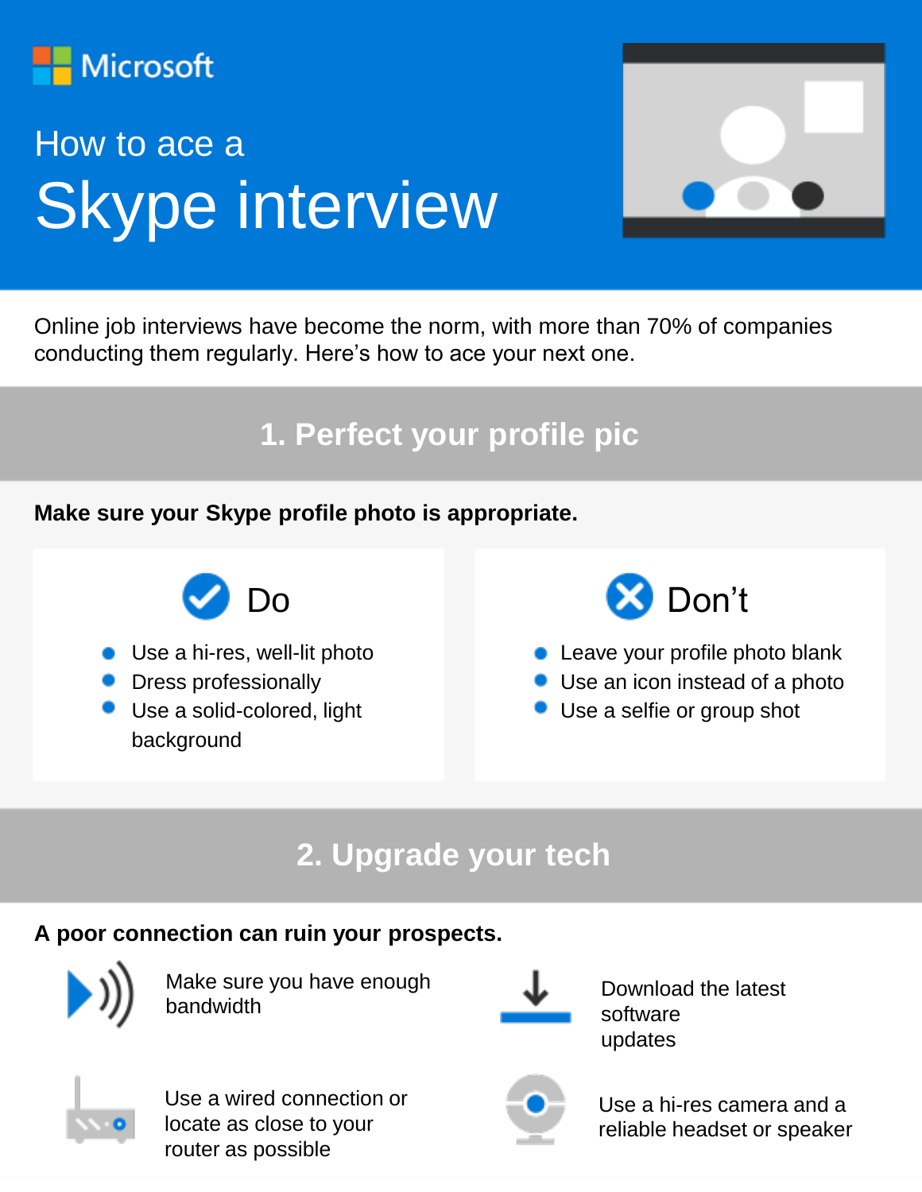Microsoft

# How to ace a Skype interview

Online job interviews have become the norm, with more than 70% of companies conducting them regularly. Here's how to ace your next one.

## 1. Perfect your profile pic

**Make sure your Skype profile photo is appropriate.**

### Do

- Use a hi-res, well-lit photo
- Dress professionally
- Use a solid-colored, light background

### Don't

- Leave your profile photo blank
- Use an icon instead of a photo
- Use a selfie or group shot

## 2. Upgrade your tech

**A poor connection can ruin your prospects.**

- Make sure you have enough bandwidth
- Download the latest software updates
- Use a wired connection or locate as close to your router as possible
- Use a hi-res camera and a reliable headset or speaker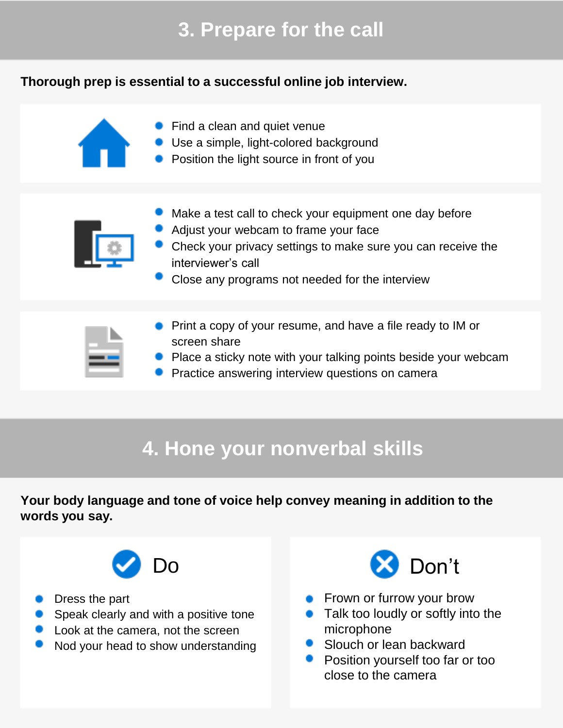## 3. Prepare for the call

**Thorough prep is essential to a successful online job interview.**

- Find a clean and quiet venue
- Use a simple, light-colored background
- Position the light source in front of you

- Make a test call to check your equipment one day before
- Adjust your webcam to frame your face
- Check your privacy settings to make sure you can receive the interviewer's call
- Close any programs not needed for the interview

- Print a copy of your resume, and have a file ready to IM or screen share
- Place a sticky note with your talking points beside your webcam
- Practice answering interview questions on camera

## 4. Hone your nonverbal skills

**Your body language and tone of voice help convey meaning in addition to the words you say.**

### Do

- Dress the part
- Speak clearly and with a positive tone
- Look at the camera, not the screen
- Nod your head to show understanding

### Don't

- Frown or furrow your brow
- Talk too loudly or softly into the microphone
- Slouch or lean backward
- Position yourself too far or too close to the camera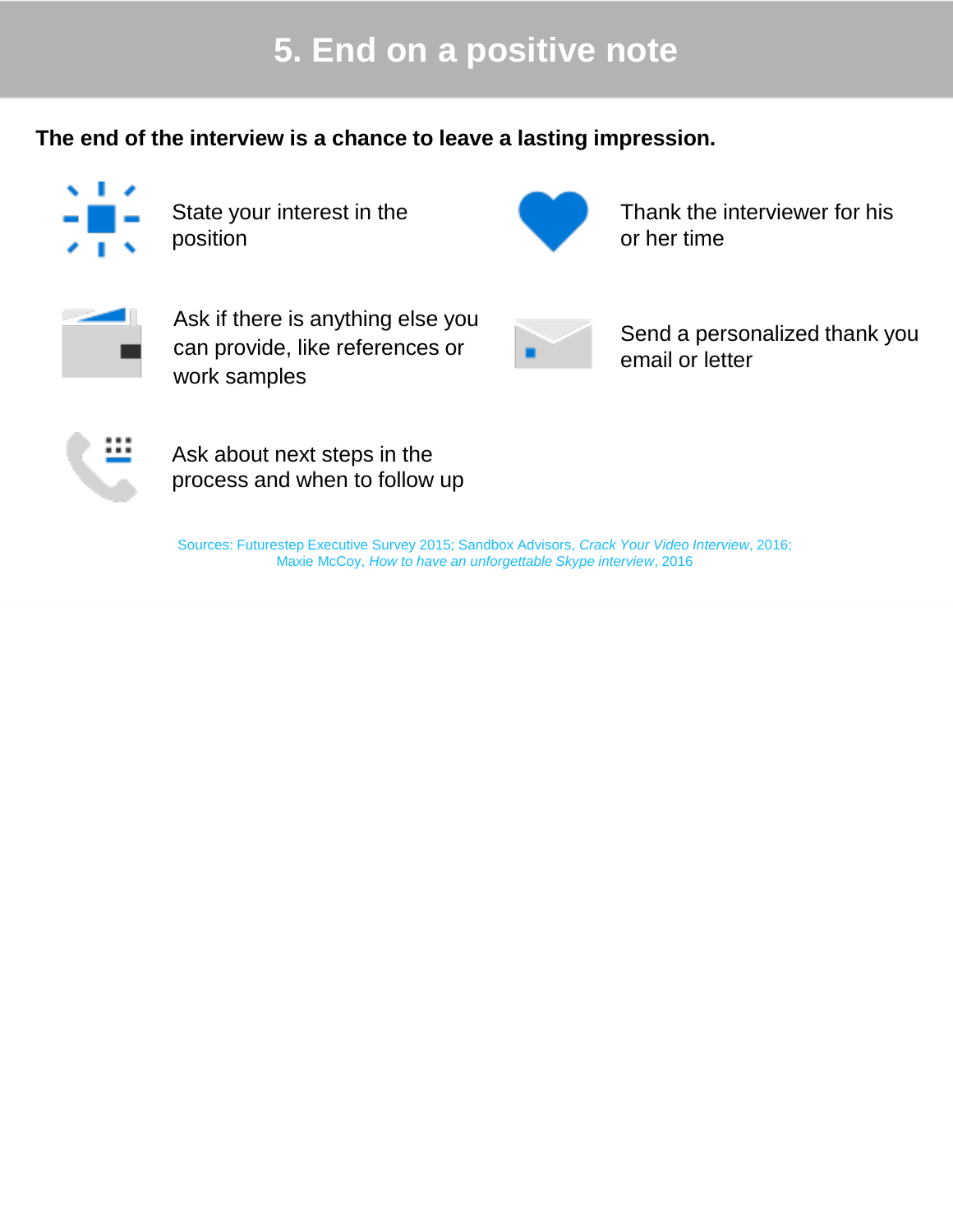# 5. End on a positive note

**The end of the interview is a chance to leave a lasting impression.**

- State your interest in the position
- Ask if there is anything else you can provide, like references or work samples
- Ask about next steps in the process and when to follow up
- Thank the interviewer for his or her time
- Send a personalized thank you email or letter

Sources: Futurestep Executive Survey 2015; Sandbox Advisors, *Crack Your Video Interview*, 2016; Maxie McCoy, *How to have an unforgettable Skype interview*, 2016